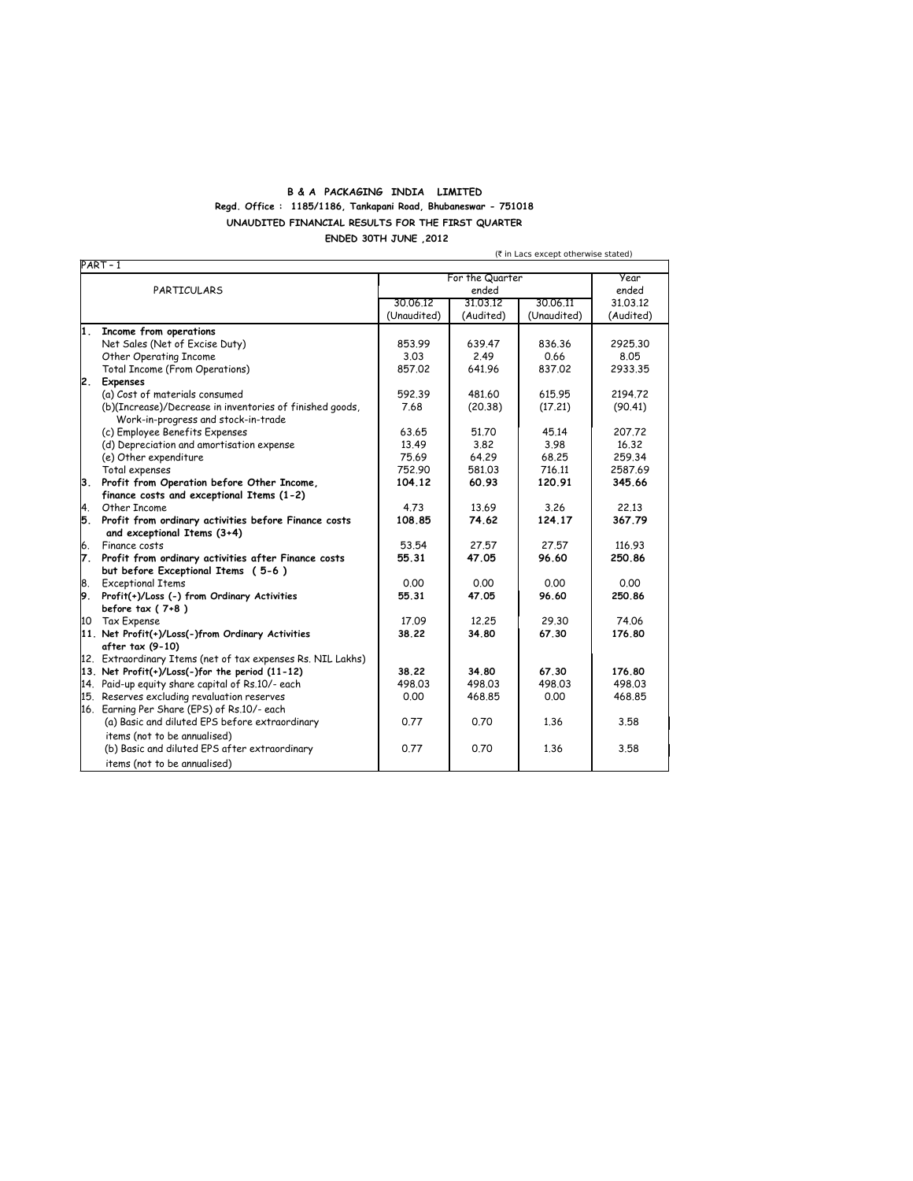**B & A PACKAGING INDIA LIMITED**

**Regd. Office : 1185/1186, Tankapani Road, Bhubaneswar - 751018**

**UNAUDITED FINANCIAL RESULTS FOR THE FIRST QUARTER**

**ENDED 30TH JUNE ,2012**

(₹ in Lacs except otherwise stated)

PART - 1

| | PARTICULARS | For the Quarter ended | | | Year ended |
|---|---|---|---|---|---|
| | | 30.06.12 (Unaudited) | 31.03.12 (Audited) | 30.06.11 (Unaudited) | 31.03.12 (Audited) |
| 1. | **Income from operations** | | | | |
| | Net Sales (Net of Excise Duty) | 853.99 | 639.47 | 836.36 | 2925.30 |
| | Other Operating Income | 3.03 | 2.49 | 0.66 | 8.05 |
| | Total Income (From Operations) | 857.02 | 641.96 | 837.02 | 2933.35 |
| 2. | **Expenses** | | | | |
| | (a) Cost of materials consumed | 592.39 | 481.60 | 615.95 | 2194.72 |
| | (b)(Increase)/Decrease in inventories of finished goods, Work-in-progress and stock-in-trade | 7.68 | (20.38) | (17.21) | (90.41) |
| | (c) Employee Benefits Expenses | 63.65 | 51.70 | 45.14 | 207.72 |
| | (d) Depreciation and amortisation expense | 13.49 | 3.82 | 3.98 | 16.32 |
| | (e) Other expenditure | 75.69 | 64.29 | 68.25 | 259.34 |
| | Total expenses | 752.90 | 581.03 | 716.11 | 2587.69 |
| 3. | **Profit from Operation before Other Income, finance costs and exceptional Items (1-2)** | **104.12** | **60.93** | **120.91** | **345.66** |
| 4. | Other Income | 4.73 | 13.69 | 3.26 | 22.13 |
| 5. | **Profit from ordinary activities before Finance costs and exceptional Items (3+4)** | **108.85** | **74.62** | **124.17** | **367.79** |
| 6. | Finance costs | 53.54 | 27.57 | 27.57 | 116.93 |
| 7. | **Profit from ordinary activities after Finance costs but before Exceptional Items ( 5-6 )** | **55.31** | **47.05** | **96.60** | **250.86** |
| 8. | Exceptional Items | 0.00 | 0.00 | 0.00 | 0.00 |
| 9. | **Profit(+)/Loss (-) from Ordinary Activities before tax ( 7+8 )** | **55.31** | **47.05** | **96.60** | **250.86** |
| 10 | Tax Expense | 17.09 | 12.25 | 29.30 | 74.06 |
| 11. | **Net Profit(+)/Loss(-)from Ordinary Activities after tax (9-10)** | **38.22** | **34.80** | **67.30** | **176.80** |
| 12. | Extraordinary Items (net of tax expenses Rs. NIL Lakhs) | | | | |
| 13. | **Net Profit(+)/Loss(-)for the period (11-12)** | **38.22** | **34.80** | **67.30** | **176.80** |
| 14. | Paid-up equity share capital of Rs.10/- each | 498.03 | 498.03 | 498.03 | 498.03 |
| 15. | Reserves excluding revaluation reserves | 0.00 | 468.85 | 0.00 | 468.85 |
| 16. | Earning Per Share (EPS) of Rs.10/- each | | | | |
| | (a) Basic and diluted EPS before extraordinary items (not to be annualised) | 0.77 | 0.70 | 1.36 | 3.58 |
| | (b) Basic and diluted EPS after extraordinary items (not to be annualised) | 0.77 | 0.70 | 1.36 | 3.58 |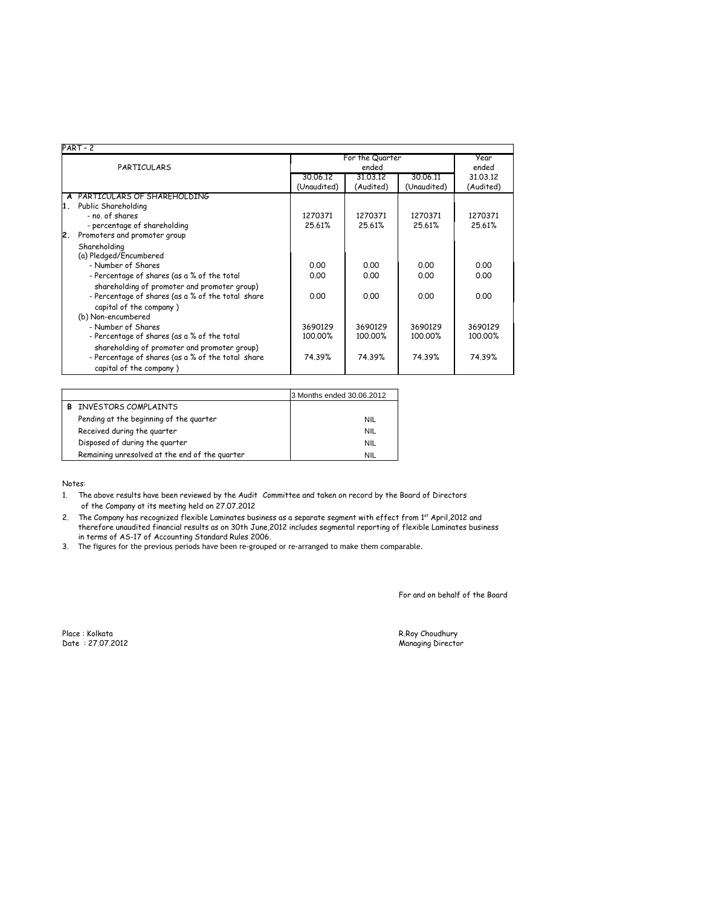PART – 2

| PARTICULARS | For the Quarter ended | | | Year ended |
|---|---|---|---|---|
| | 30.06.12 (Unaudited) | 31.03.12 (Audited) | 30.06.11 (Unaudited) | 31.03.12 (Audited) |
| **A** PARTICULARS OF SHAREHOLDING | | | | |
| 1. Public Shareholding | | | | |
| - no. of shares | 1270371 | 1270371 | 1270371 | 1270371 |
| - percentage of shareholding | 25.61% | 25.61% | 25.61% | 25.61% |
| 2. Promoters and promoter group Shareholding | | | | |
| (a) Pledged/Encumbered | | | | |
| - Number of Shares | 0.00 | 0.00 | 0.00 | 0.00 |
| - Percentage of shares (as a % of the total shareholding of promoter and promoter group) | 0.00 | 0.00 | 0.00 | 0.00 |
| - Percentage of shares (as a % of the total share capital of the company ) | 0.00 | 0.00 | 0.00 | 0.00 |
| (b) Non-encumbered | | | | |
| - Number of Shares | 3690129 | 3690129 | 3690129 | 3690129 |
| - Percentage of shares (as a % of the total shareholding of promoter and promoter group) | 100.00% | 100.00% | 100.00% | 100.00% |
| - Percentage of shares (as a % of the total share capital of the company ) | 74.39% | 74.39% | 74.39% | 74.39% |

| | 3 Months ended 30.06.2012 |
|---|---|
| **B** INVESTORS COMPLAINTS | |
| Pending at the beginning of the quarter | NIL |
| Received during the quarter | NIL |
| Disposed of during the quarter | NIL |
| Remaining unresolved at the end of the quarter | NIL |

Notes:

1. The above results have been reviewed by the Audit Committee and taken on record by the Board of Directors of the Company at its meeting held on 27.07.2012
2. The Company has recognized flexible Laminates business as a separate segment with effect from 1st April,2012 and therefore unaudited financial results as on 30th June,2012 includes segmental reporting of flexible Laminates business in terms of AS-17 of Accounting Standard Rules 2006.
3. The figures for the previous periods have been re-grouped or re-arranged to make them comparable.

For and on behalf of the Board

Place : Kolkata
Date : 27.07.2012

R.Roy Choudhury
Managing Director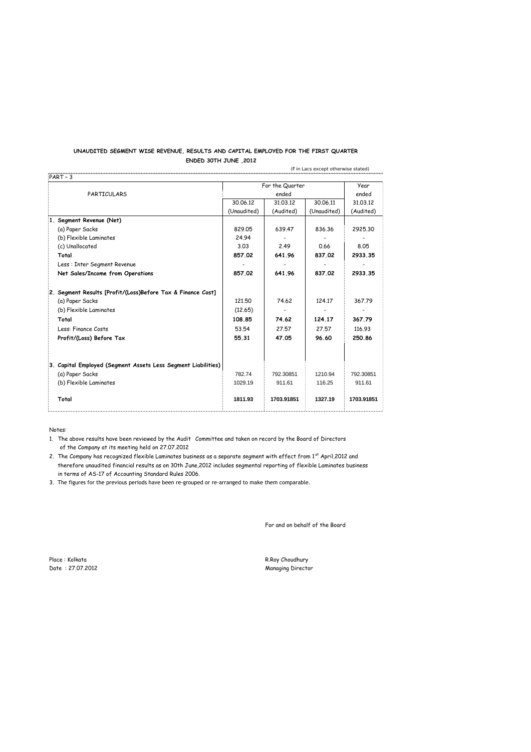**UNAUDITED SEGMENT WISE REVENUE, RESULTS AND CAPITAL EMPLOYED FOR THE FIRST QUARTER ENDED 30TH JUNE ,2012**

(₹ in Lacs except otherwise stated)

PART – 3

| PARTICULARS | For the Quarter ended | | | Year ended |
|---|---|---|---|---|
| | 30.06.12 | 31.03.12 | 30.06.11 | 31.03.12 |
| | (Unaudited) | (Audited) | (Unaudited) | (Audited) |
| **1. Segment Revenue (Net)** | | | | |
| (a) Paper Sacks | 829.05 | 639.47 | 836.36 | 2925.30 |
| (b) Flexible Laminates | 24.94 | - | - | - |
| (c) Unallocated | 3.03 | 2.49 | 0.66 | 8.05 |
| **Total** | **857.02** | **641.96** | **837.02** | **2933.35** |
| Less : Inter Segment Revenue | - | - | - | - |
| **Net Sales/Income from Operations** | **857.02** | **641.96** | **837.02** | **2933.35** |
| **2. Segment Results [Profit/(Loss)Before Tax & Finance Cost]** | | | | |
| (a) Paper Sacks | 121.50 | 74.62 | 124.17 | 367.79 |
| (b) Flexible Laminates | (12.65) | - | - | - |
| **Total** | **108.85** | **74.62** | **124.17** | **367.79** |
| Less: Finance Costs | 53.54 | 27.57 | 27.57 | 116.93 |
| **Profit/(Loss) Before Tax** | **55.31** | **47.05** | **96.60** | **250.86** |
| **3. Capital Employed (Segment Assets Less Segment Liabilities)** | | | | |
| (a) Paper Sacks | 782.74 | 792.30851 | 1210.94 | 792.30851 |
| (b) Flexible Laminates | 1029.19 | 911.61 | 116.25 | 911.61 |
| **Total** | **1811.93** | **1703.91851** | **1327.19** | **1703.91851** |

Notes:

1. The above results have been reviewed by the Audit Committee and taken on record by the Board of Directors of the Company at its meeting held on 27.07.2012
2. The Company has recognized flexible Laminates business as a separate segment with effect from 1st April,2012 and therefore unaudited financial results as on 30th June,2012 includes segmental reporting of flexible Laminates business in terms of AS-17 of Accounting Standard Rules 2006.
3. The figures for the previous periods have been re-grouped or re-arranged to make them comparable.

For and on behalf of the Board

Place : Kolkata
Date : 27.07.2012

R.Roy Choudhury
Managing Director